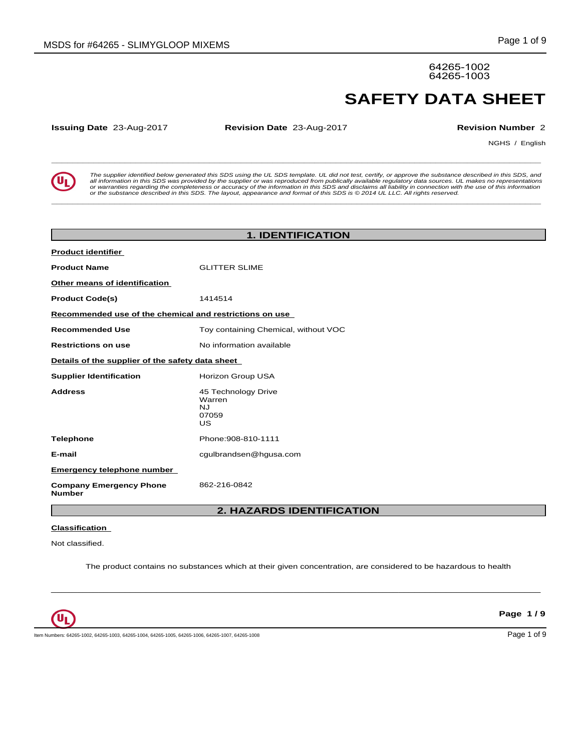64265-1002
64265-1003

# SAFETY DATA SHEET

**Issuing Date** 23-Aug-2017 **Revision Date** 23-Aug-2017 **Revision Number** 2

NGHS / English

*The supplier identified below generated this SDS using the UL SDS template. UL did not test, certify, or approve the substance described in this SDS, and all information in this SDS was provided by the supplier or was reproduced from publically available regulatory data sources. UL makes no representations or warranties regarding the completeness or accuracy of the information in this SDS and disclaims all liability in connection with the use of this information or the substance described in this SDS. The layout, appearance and format of this SDS is © 2014 UL LLC. All rights reserved.*

## 1. IDENTIFICATION

**Product identifier**

**Product Name** GLITTER SLIME

**Other means of identification**

**Product Code(s)** 1414514

**Recommended use of the chemical and restrictions on use**

**Recommended Use** Toy containing Chemical, without VOC

**Restrictions on use** No information available

**Details of the supplier of the safety data sheet**

**Supplier Identification** Horizon Group USA

**Address** 45 Technology Drive
Warren
NJ
07059
US

**Telephone** Phone:908-810-1111

**E-mail** cgulbrandsen@hgusa.com

**Emergency telephone number**

**Company Emergency Phone Number** 862-216-0842

## 2. HAZARDS IDENTIFICATION

**Classification**

Not classified.

The product contains no substances which at their given concentration, are considered to be hazardous to health

Item Numbers: 64265-1002, 64265-1003, 64265-1004, 64265-1005, 64265-1006, 64265-1007, 64265-1008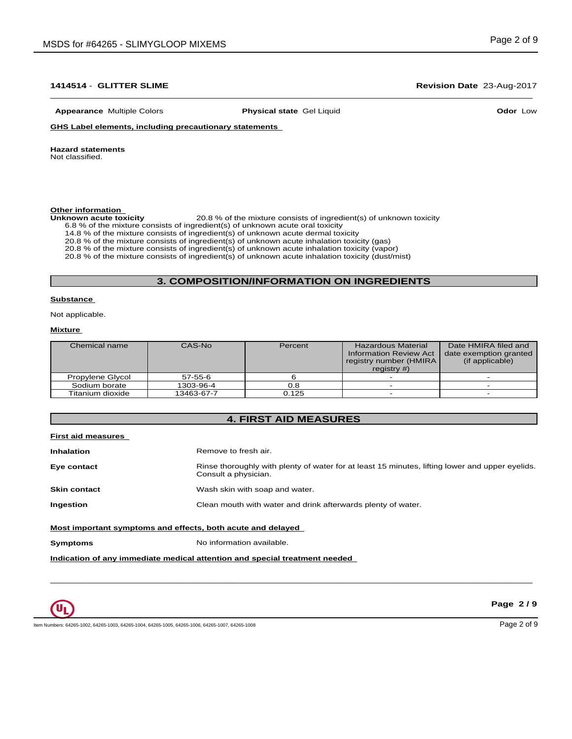**1414514** - **GLITTER SLIME** **Revision Date** 23-Aug-2017

**Appearance** Multiple Colors **Physical state** Gel Liquid **Odor** Low

**GHS Label elements, including precautionary statements**

**Hazard statements**
Not classified.

**Other information**

**Unknown acute toxicity** 20.8 % of the mixture consists of ingredient(s) of unknown toxicity

6.8 % of the mixture consists of ingredient(s) of unknown acute oral toxicity
14.8 % of the mixture consists of ingredient(s) of unknown acute dermal toxicity
20.8 % of the mixture consists of ingredient(s) of unknown acute inhalation toxicity (gas)
20.8 % of the mixture consists of ingredient(s) of unknown acute inhalation toxicity (vapor)
20.8 % of the mixture consists of ingredient(s) of unknown acute inhalation toxicity (dust/mist)

## 3. COMPOSITION/INFORMATION ON INGREDIENTS

**Substance**

Not applicable.

**Mixture**

| Chemical name | CAS-No | Percent | Hazardous Material Information Review Act registry number (HMIRA registry #) | Date HMIRA filed and date exemption granted (if applicable) |
|---|---|---|---|---|
| Propylene Glycol | 57-55-6 | 6 | - | - |
| Sodium borate | 1303-96-4 | 0.8 | - | - |
| Titanium dioxide | 13463-67-7 | 0.125 | - | - |

## 4. FIRST AID MEASURES

**First aid measures**

**Inhalation** Remove to fresh air.

**Eye contact** Rinse thoroughly with plenty of water for at least 15 minutes, lifting lower and upper eyelids. Consult a physician.

**Skin contact** Wash skin with soap and water.

**Ingestion** Clean mouth with water and drink afterwards plenty of water.

**Most important symptoms and effects, both acute and delayed**

**Symptoms** No information available.

**Indication of any immediate medical attention and special treatment needed**

Item Numbers: 64265-1002, 64265-1003, 64265-1004, 64265-1005, 64265-1006, 64265-1007, 64265-1008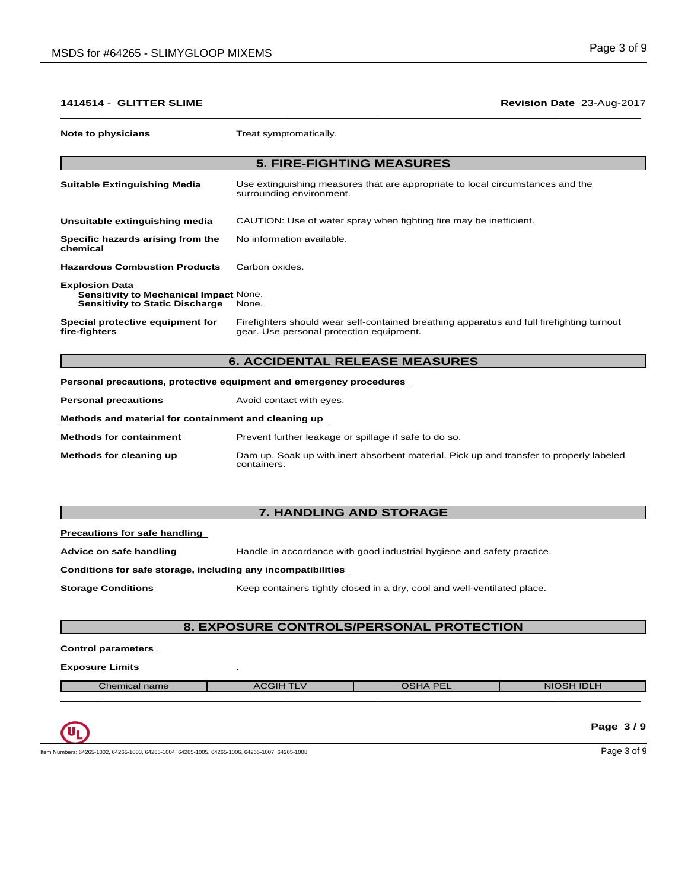**1414514 - GLITTER SLIME** **Revision Date** 23-Aug-2017

**Note to physicians** Treat symptomatically.

## 5. FIRE-FIGHTING MEASURES

**Suitable Extinguishing Media** Use extinguishing measures that are appropriate to local circumstances and the surrounding environment.

**Unsuitable extinguishing media** CAUTION: Use of water spray when fighting fire may be inefficient.

**Specific hazards arising from the chemical** No information available.

**Hazardous Combustion Products** Carbon oxides.

**Explosion Data**
**Sensitivity to Mechanical Impact** None.
**Sensitivity to Static Discharge** None.

**Special protective equipment for fire-fighters** Firefighters should wear self-contained breathing apparatus and full firefighting turnout gear. Use personal protection equipment.

## 6. ACCIDENTAL RELEASE MEASURES

**Personal precautions, protective equipment and emergency procedures**

**Personal precautions** Avoid contact with eyes.

**Methods and material for containment and cleaning up**

**Methods for containment** Prevent further leakage or spillage if safe to do so.

**Methods for cleaning up** Dam up. Soak up with inert absorbent material. Pick up and transfer to properly labeled containers.

## 7. HANDLING AND STORAGE

**Precautions for safe handling**

**Advice on safe handling** Handle in accordance with good industrial hygiene and safety practice.

**Conditions for safe storage, including any incompatibilities**

**Storage Conditions** Keep containers tightly closed in a dry, cool and well-ventilated place.

## 8. EXPOSURE CONTROLS/PERSONAL PROTECTION

**Control parameters**

**Exposure Limits** .

| Chemical name | ACGIH TLV | OSHA PEL | NIOSH IDLH |
|---|---|---|---|

Item Numbers: 64265-1002, 64265-1003, 64265-1004, 64265-1005, 64265-1006, 64265-1007, 64265-1008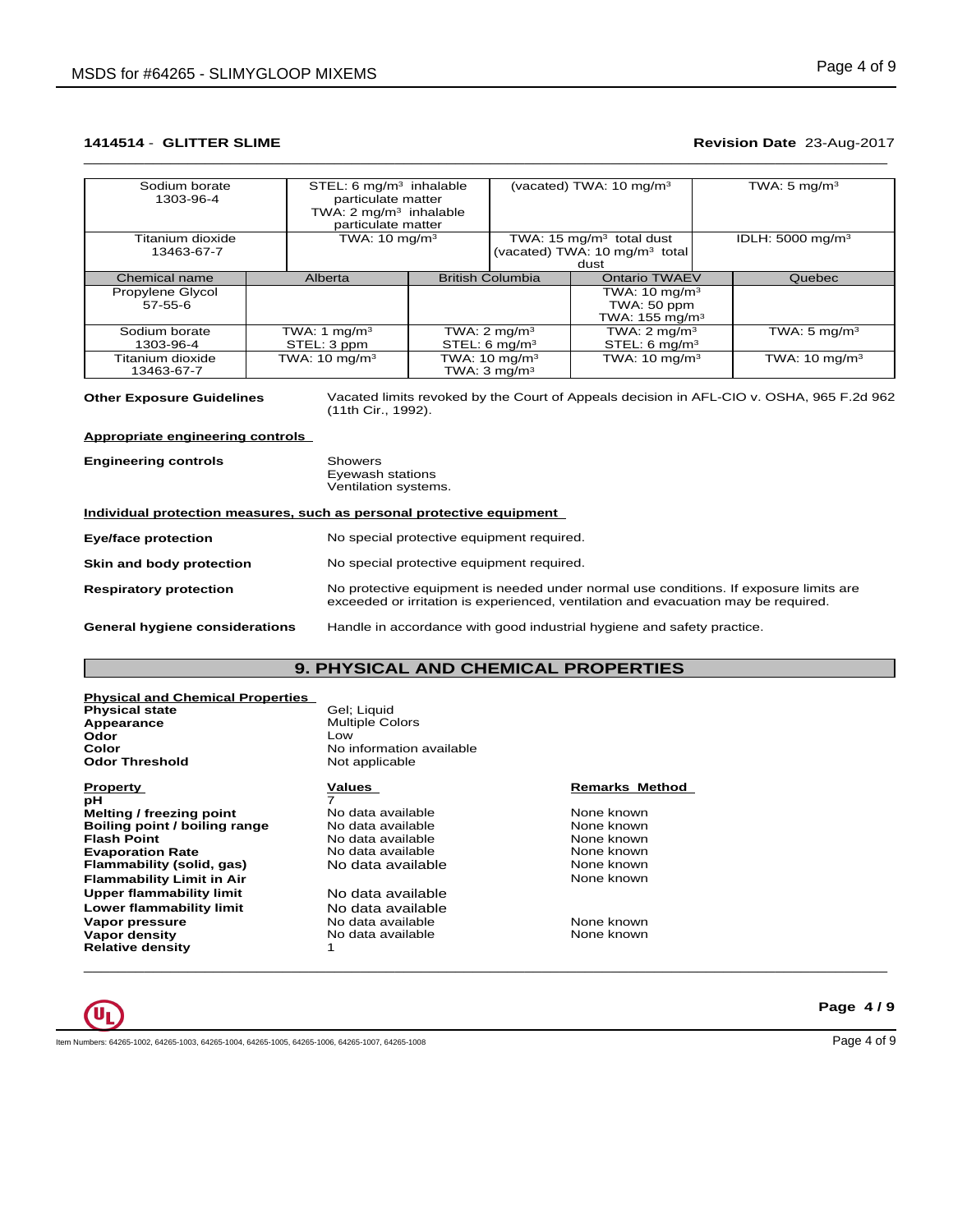**1414514 - GLITTER SLIME** **Revision Date** 23-Aug-2017

| Sodium borate<br>1303-96-4 | STEL: 6 mg/m³ inhalable particulate matter<br>TWA: 2 mg/m³ inhalable particulate matter | (vacated) TWA: 10 mg/m³ | TWA: 5 mg/m³ |
|---|---|---|---|
| Titanium dioxide<br>13463-67-7 | TWA: 10 mg/m³ | TWA: 15 mg/m³ total dust<br>(vacated) TWA: 10 mg/m³ total dust | IDLH: 5000 mg/m³ |

| Chemical name | Alberta | British Columbia | Ontario TWAEV | Quebec |
|---|---|---|---|---|
| Propylene Glycol<br>57-55-6 | | | TWA: 10 mg/m³<br>TWA: 50 ppm<br>TWA: 155 mg/m³ | |
| Sodium borate<br>1303-96-4 | TWA: 1 mg/m³<br>STEL: 3 ppm | TWA: 2 mg/m³<br>STEL: 6 mg/m³ | TWA: 2 mg/m³<br>STEL: 6 mg/m³ | TWA: 5 mg/m³ |
| Titanium dioxide<br>13463-67-7 | TWA: 10 mg/m³ | TWA: 10 mg/m³<br>TWA: 3 mg/m³ | TWA: 10 mg/m³ | TWA: 10 mg/m³ |

**Other Exposure Guidelines** Vacated limits revoked by the Court of Appeals decision in AFL-CIO v. OSHA, 965 F.2d 962 (11th Cir., 1992).

**Appropriate engineering controls**

**Engineering controls** Showers
Eyewash stations
Ventilation systems.

**Individual protection measures, such as personal protective equipment**

**Eye/face protection** No special protective equipment required.

**Skin and body protection** No special protective equipment required.

**Respiratory protection** No protective equipment is needed under normal use conditions. If exposure limits are exceeded or irritation is experienced, ventilation and evacuation may be required.

**General hygiene considerations** Handle in accordance with good industrial hygiene and safety practice.

## 9. PHYSICAL AND CHEMICAL PROPERTIES

**Physical and Chemical Properties**

**Physical state** Gel; Liquid
**Appearance** Multiple Colors
**Odor** Low
**Color** No information available
**Odor Threshold** Not applicable

| Property | Values | Remarks Method |
|---|---|---|
| **pH** | 7 | |
| **Melting / freezing point** | No data available | None known |
| **Boiling point / boiling range** | No data available | None known |
| **Flash Point** | No data available | None known |
| **Evaporation Rate** | No data available | None known |
| **Flammability (solid, gas)** | No data available | None known |
| **Flammability Limit in Air** | | None known |
| **Upper flammability limit** | No data available | |
| **Lower flammability limit** | No data available | |
| **Vapor pressure** | No data available | None known |
| **Vapor density** | No data available | None known |
| **Relative density** | 1 | |

Item Numbers: 64265-1002, 64265-1003, 64265-1004, 64265-1005, 64265-1006, 64265-1007, 64265-1008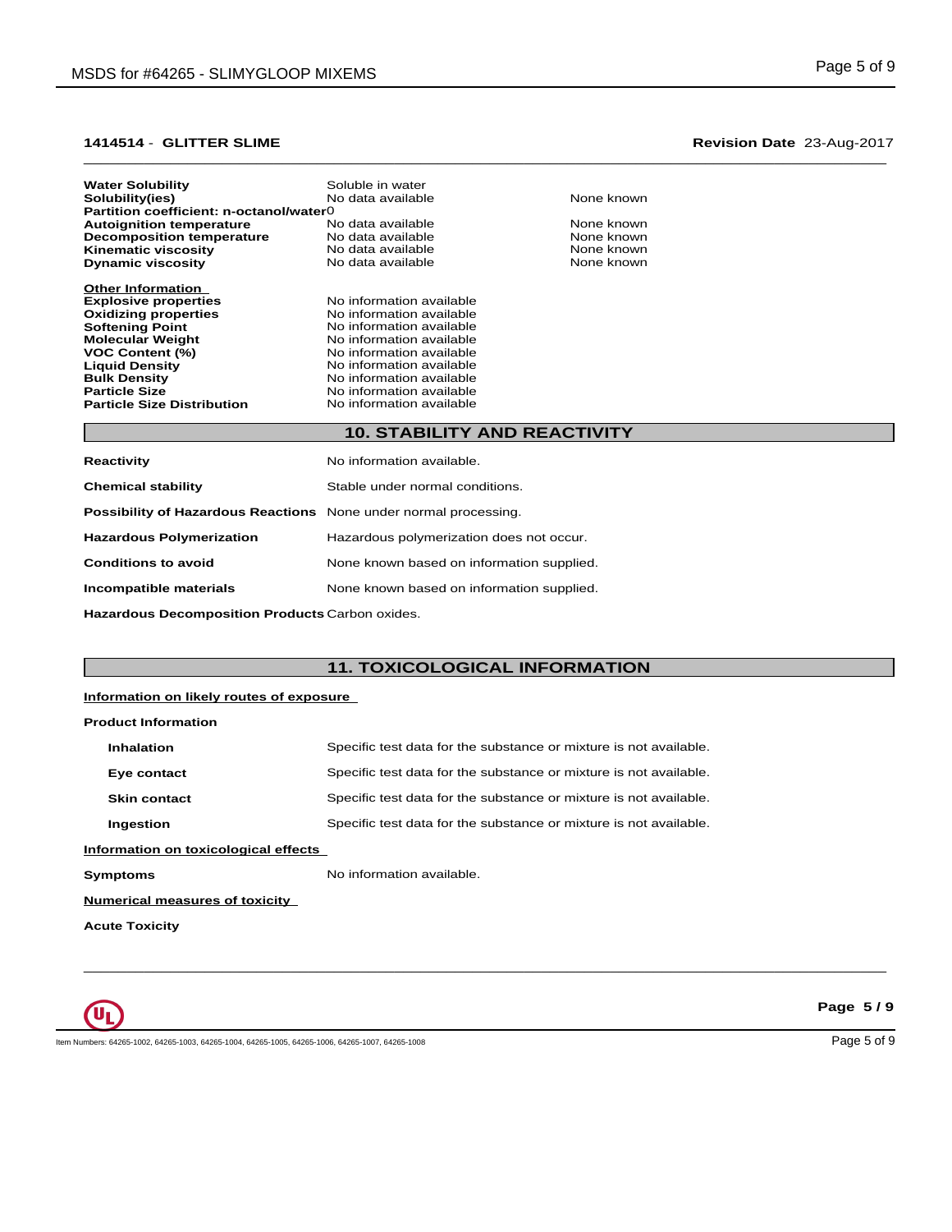**1414514 - GLITTER SLIME** **Revision Date** 23-Aug-2017

| | | |
|---|---|---|
| **Water Solubility** | Soluble in water | |
| **Solubility(ies)** | No data available | None known |
| **Partition coefficient: n-octanol/water** | 0 | |
| **Autoignition temperature** | No data available | None known |
| **Decomposition temperature** | No data available | None known |
| **Kinematic viscosity** | No data available | None known |
| **Dynamic viscosity** | No data available | None known |

**Other Information**

| | |
|---|---|
| **Explosive properties** | No information available |
| **Oxidizing properties** | No information available |
| **Softening Point** | No information available |
| **Molecular Weight** | No information available |
| **VOC Content (%)** | No information available |
| **Liquid Density** | No information available |
| **Bulk Density** | No information available |
| **Particle Size** | No information available |
| **Particle Size Distribution** | No information available |

## 10. STABILITY AND REACTIVITY

| | |
|---|---|
| **Reactivity** | No information available. |
| **Chemical stability** | Stable under normal conditions. |
| **Possibility of Hazardous Reactions** | None under normal processing. |
| **Hazardous Polymerization** | Hazardous polymerization does not occur. |
| **Conditions to avoid** | None known based on information supplied. |
| **Incompatible materials** | None known based on information supplied. |
| **Hazardous Decomposition Products** | Carbon oxides. |

## 11. TOXICOLOGICAL INFORMATION

**Information on likely routes of exposure**

**Product Information**

| | |
|---|---|
| **Inhalation** | Specific test data for the substance or mixture is not available. |
| **Eye contact** | Specific test data for the substance or mixture is not available. |
| **Skin contact** | Specific test data for the substance or mixture is not available. |
| **Ingestion** | Specific test data for the substance or mixture is not available. |

**Information on toxicological effects**

**Symptoms** No information available.

**Numerical measures of toxicity**

**Acute Toxicity**

Item Numbers: 64265-1002, 64265-1003, 64265-1004, 64265-1005, 64265-1006, 64265-1007, 64265-1008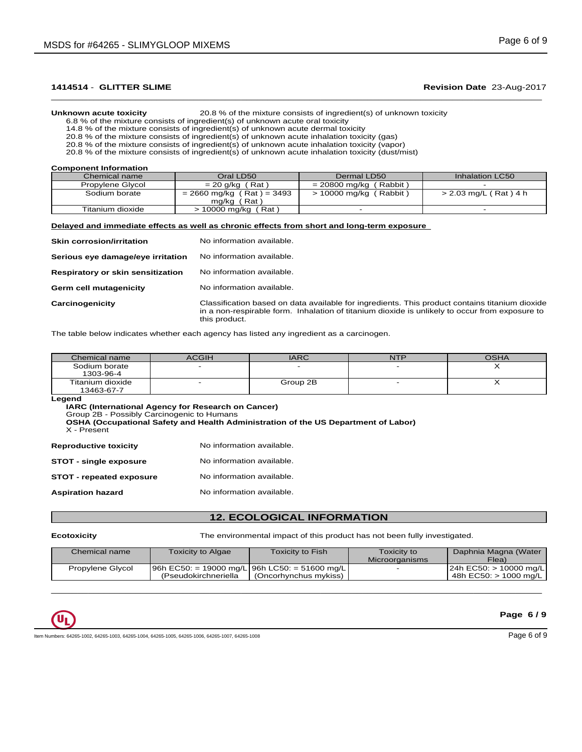**1414514 - GLITTER SLIME** **Revision Date** 23-Aug-2017

**Unknown acute toxicity** 20.8 % of the mixture consists of ingredient(s) of unknown toxicity

6.8 % of the mixture consists of ingredient(s) of unknown acute oral toxicity
14.8 % of the mixture consists of ingredient(s) of unknown acute dermal toxicity
20.8 % of the mixture consists of ingredient(s) of unknown acute inhalation toxicity (gas)
20.8 % of the mixture consists of ingredient(s) of unknown acute inhalation toxicity (vapor)
20.8 % of the mixture consists of ingredient(s) of unknown acute inhalation toxicity (dust/mist)

**Component Information**

| Chemical name | Oral LD50 | Dermal LD50 | Inhalation LC50 |
|---|---|---|---|
| Propylene Glycol | = 20 g/kg ( Rat ) | = 20800 mg/kg ( Rabbit ) | - |
| Sodium borate | = 2660 mg/kg ( Rat ) = 3493 mg/kg ( Rat ) | > 10000 mg/kg ( Rabbit ) | > 2.03 mg/L ( Rat ) 4 h |
| Titanium dioxide | > 10000 mg/kg ( Rat ) | - | - |

**Delayed and immediate effects as well as chronic effects from short and long-term exposure**

**Skin corrosion/irritation** No information available.

**Serious eye damage/eye irritation** No information available.

**Respiratory or skin sensitization** No information available.

**Germ cell mutagenicity** No information available.

**Carcinogenicity** Classification based on data available for ingredients. This product contains titanium dioxide in a non-respirable form. Inhalation of titanium dioxide is unlikely to occur from exposure to this product.

The table below indicates whether each agency has listed any ingredient as a carcinogen.

| Chemical name | ACGIH | IARC | NTP | OSHA |
|---|---|---|---|---|
| Sodium borate 1303-96-4 | - | - | - | X |
| Titanium dioxide 13463-67-7 | - | Group 2B | - | X |

**Legend**
**IARC (International Agency for Research on Cancer)**
Group 2B - Possibly Carcinogenic to Humans
**OSHA (Occupational Safety and Health Administration of the US Department of Labor)**
X - Present

**Reproductive toxicity** No information available.

**STOT - single exposure** No information available.

**STOT - repeated exposure** No information available.

**Aspiration hazard** No information available.

## 12. ECOLOGICAL INFORMATION

**Ecotoxicity** The environmental impact of this product has not been fully investigated.

| Chemical name | Toxicity to Algae | Toxicity to Fish | Toxicity to Microorganisms | Daphnia Magna (Water Flea) |
|---|---|---|---|---|
| Propylene Glycol | 96h EC50: = 19000 mg/L (Pseudokirchneriella | 96h LC50: = 51600 mg/L (Oncorhynchus mykiss) | - | 24h EC50: > 10000 mg/L 48h EC50: > 1000 mg/L |

Item Numbers: 64265-1002, 64265-1003, 64265-1004, 64265-1005, 64265-1006, 64265-1007, 64265-1008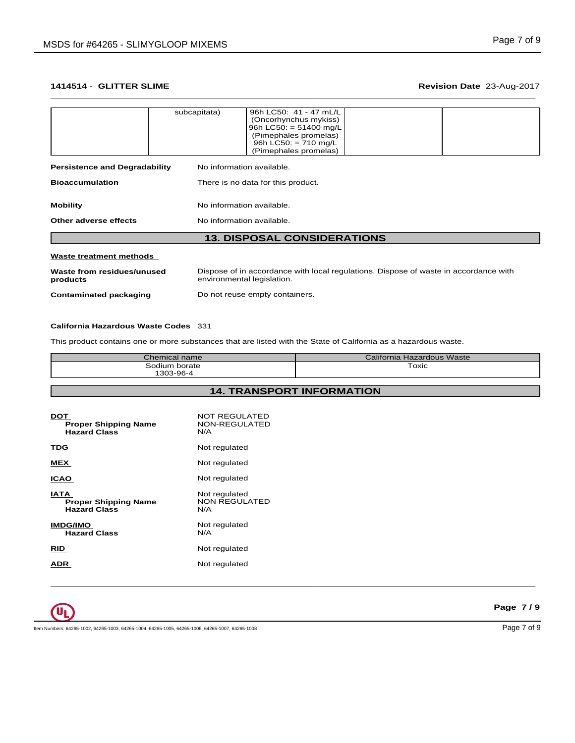**1414514 - GLITTER SLIME** **Revision Date** 23-Aug-2017

| | | | | |
|---|---|---|---|---|
| | subcapitata) | 96h LC50: 41 - 47 mL/L (Oncorhynchus mykiss) 96h LC50: = 51400 mg/L (Pimephales promelas) 96h LC50: = 710 mg/L (Pimephales promelas) | | |

**Persistence and Degradability** No information available.

**Bioaccumulation** There is no data for this product.

**Mobility** No information available.

**Other adverse effects** No information available.

## 13. DISPOSAL CONSIDERATIONS

**Waste treatment methods**

**Waste from residues/unused products** Dispose of in accordance with local regulations. Dispose of waste in accordance with environmental legislation.

**Contaminated packaging** Do not reuse empty containers.

**California Hazardous Waste Codes** 331

This product contains one or more substances that are listed with the State of California as a hazardous waste.

| Chemical name | California Hazardous Waste |
|---|---|
| Sodium borate 1303-96-4 | Toxic |

## 14. TRANSPORT INFORMATION

**DOT** NOT REGULATED
**Proper Shipping Name** NON-REGULATED
**Hazard Class** N/A

**TDG** Not regulated

**MEX** Not regulated

**ICAO** Not regulated

**IATA** Not regulated
**Proper Shipping Name** NON REGULATED
**Hazard Class** N/A

**IMDG/IMO** Not regulated
**Hazard Class** N/A

**RID** Not regulated

**ADR** Not regulated

Item Numbers: 64265-1002, 64265-1003, 64265-1004, 64265-1005, 64265-1006, 64265-1007, 64265-1008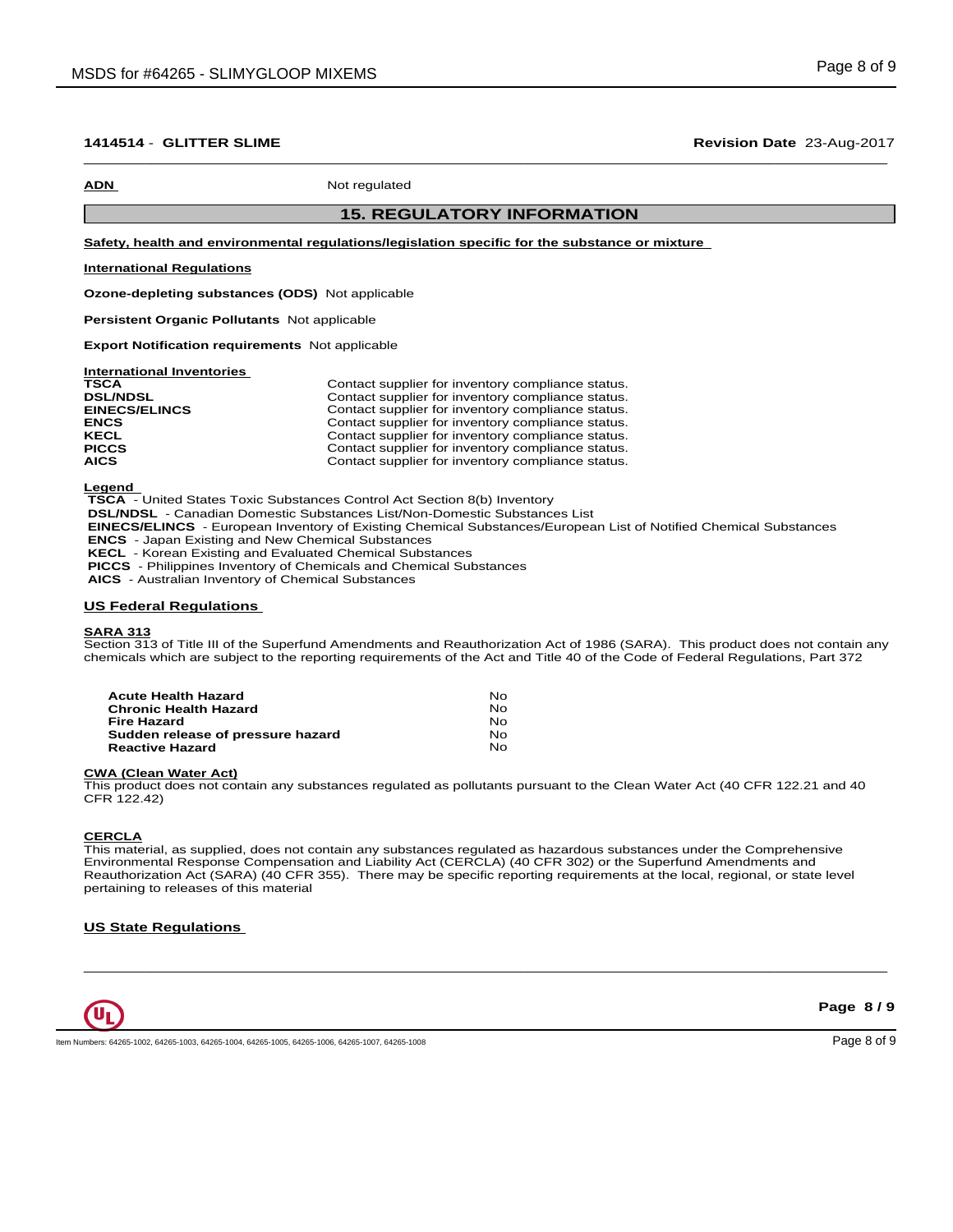**1414514 - GLITTER SLIME** **Revision Date** 23-Aug-2017

**ADN** Not regulated

## 15. REGULATORY INFORMATION

**Safety, health and environmental regulations/legislation specific for the substance or mixture**

**International Regulations**

**Ozone-depleting substances (ODS)** Not applicable

**Persistent Organic Pollutants** Not applicable

**Export Notification requirements** Not applicable

**International Inventories**

| | |
|---|---|
| **TSCA** | Contact supplier for inventory compliance status. |
| **DSL/NDSL** | Contact supplier for inventory compliance status. |
| **EINECS/ELINCS** | Contact supplier for inventory compliance status. |
| **ENCS** | Contact supplier for inventory compliance status. |
| **KECL** | Contact supplier for inventory compliance status. |
| **PICCS** | Contact supplier for inventory compliance status. |
| **AICS** | Contact supplier for inventory compliance status. |

**Legend**

**TSCA** - United States Toxic Substances Control Act Section 8(b) Inventory
**DSL/NDSL** - Canadian Domestic Substances List/Non-Domestic Substances List
**EINECS/ELINCS** - European Inventory of Existing Chemical Substances/European List of Notified Chemical Substances
**ENCS** - Japan Existing and New Chemical Substances
**KECL** - Korean Existing and Evaluated Chemical Substances
**PICCS** - Philippines Inventory of Chemicals and Chemical Substances
**AICS** - Australian Inventory of Chemical Substances

**US Federal Regulations**

**SARA 313**

Section 313 of Title III of the Superfund Amendments and Reauthorization Act of 1986 (SARA). This product does not contain any chemicals which are subject to the reporting requirements of the Act and Title 40 of the Code of Federal Regulations, Part 372

| | |
|---|---|
| **Acute Health Hazard** | No |
| **Chronic Health Hazard** | No |
| **Fire Hazard** | No |
| **Sudden release of pressure hazard** | No |
| **Reactive Hazard** | No |

**CWA (Clean Water Act)**

This product does not contain any substances regulated as pollutants pursuant to the Clean Water Act (40 CFR 122.21 and 40 CFR 122.42)

**CERCLA**

This material, as supplied, does not contain any substances regulated as hazardous substances under the Comprehensive Environmental Response Compensation and Liability Act (CERCLA) (40 CFR 302) or the Superfund Amendments and Reauthorization Act (SARA) (40 CFR 355). There may be specific reporting requirements at the local, regional, or state level pertaining to releases of this material

**US State Regulations**

Item Numbers: 64265-1002, 64265-1003, 64265-1004, 64265-1005, 64265-1006, 64265-1007, 64265-1008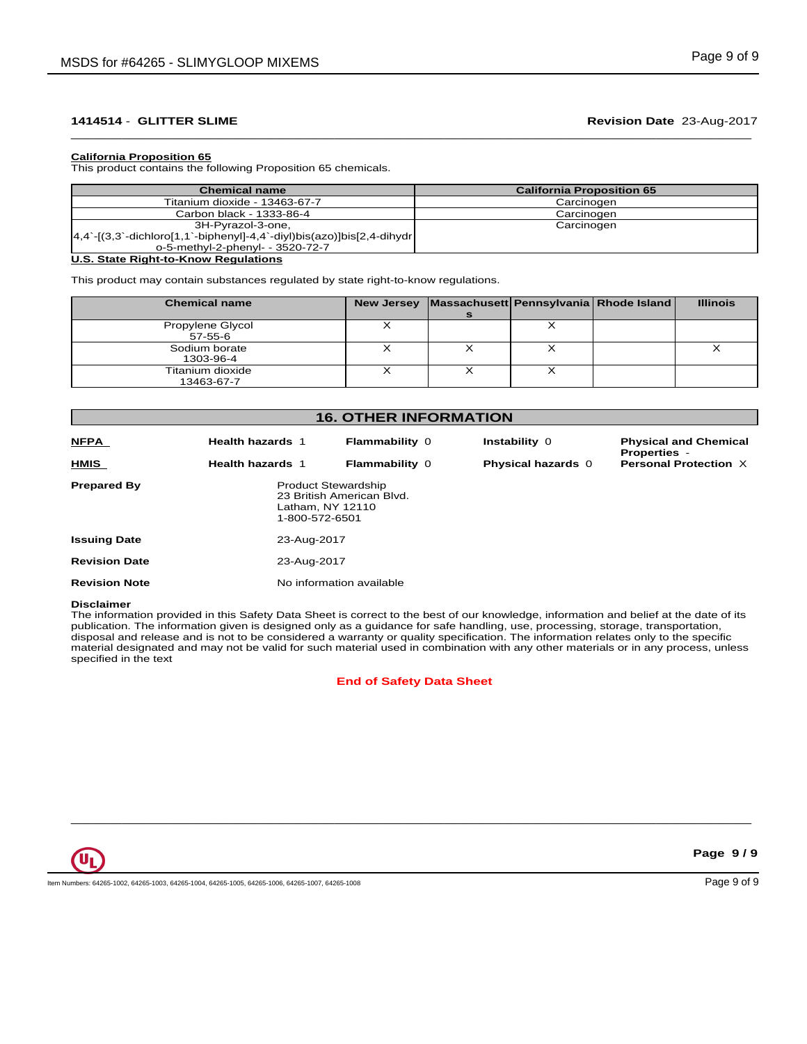**1414514** - **GLITTER SLIME** **Revision Date** 23-Aug-2017

**California Proposition 65**

This product contains the following Proposition 65 chemicals.

| Chemical name | California Proposition 65 |
|---|---|
| Titanium dioxide - 13463-67-7 | Carcinogen |
| Carbon black - 1333-86-4 | Carcinogen |
| 3H-Pyrazol-3-one, 4,4`-[(3,3`-dichloro[1,1`-biphenyl]-4,4`-diyl)bis(azo)]bis[2,4-dihydro-5-methyl-2-phenyl- - 3520-72-7 | Carcinogen |

**U.S. State Right-to-Know Regulations**

This product may contain substances regulated by state right-to-know regulations.

| Chemical name | New Jersey | Massachusetts | Pennsylvania | Rhode Island | Illinois |
|---|---|---|---|---|---|
| Propylene Glycol 57-55-6 | X | | X | | |
| Sodium borate 1303-96-4 | X | X | X | | X |
| Titanium dioxide 13463-67-7 | X | X | X | | |

## 16. OTHER INFORMATION

| | | | | |
|---|---|---|---|---|
| **NFPA** | **Health hazards** 1 | **Flammability** 0 | **Instability** 0 | **Physical and Chemical Properties** - |
| **HMIS** | **Health hazards** 1 | **Flammability** 0 | **Physical hazards** 0 | **Personal Protection** X |

**Prepared By**
Product Stewardship
23 British American Blvd.
Latham, NY 12110
1-800-572-6501

**Issuing Date** 23-Aug-2017

**Revision Date** 23-Aug-2017

**Revision Note** No information available

**Disclaimer**

The information provided in this Safety Data Sheet is correct to the best of our knowledge, information and belief at the date of its publication. The information given is designed only as a guidance for safe handling, use, processing, storage, transportation, disposal and release and is not to be considered a warranty or quality specification. The information relates only to the specific material designated and may not be valid for such material used in combination with any other materials or in any process, unless specified in the text

**End of Safety Data Sheet**

Item Numbers: 64265-1002, 64265-1003, 64265-1004, 64265-1005, 64265-1006, 64265-1007, 64265-1008